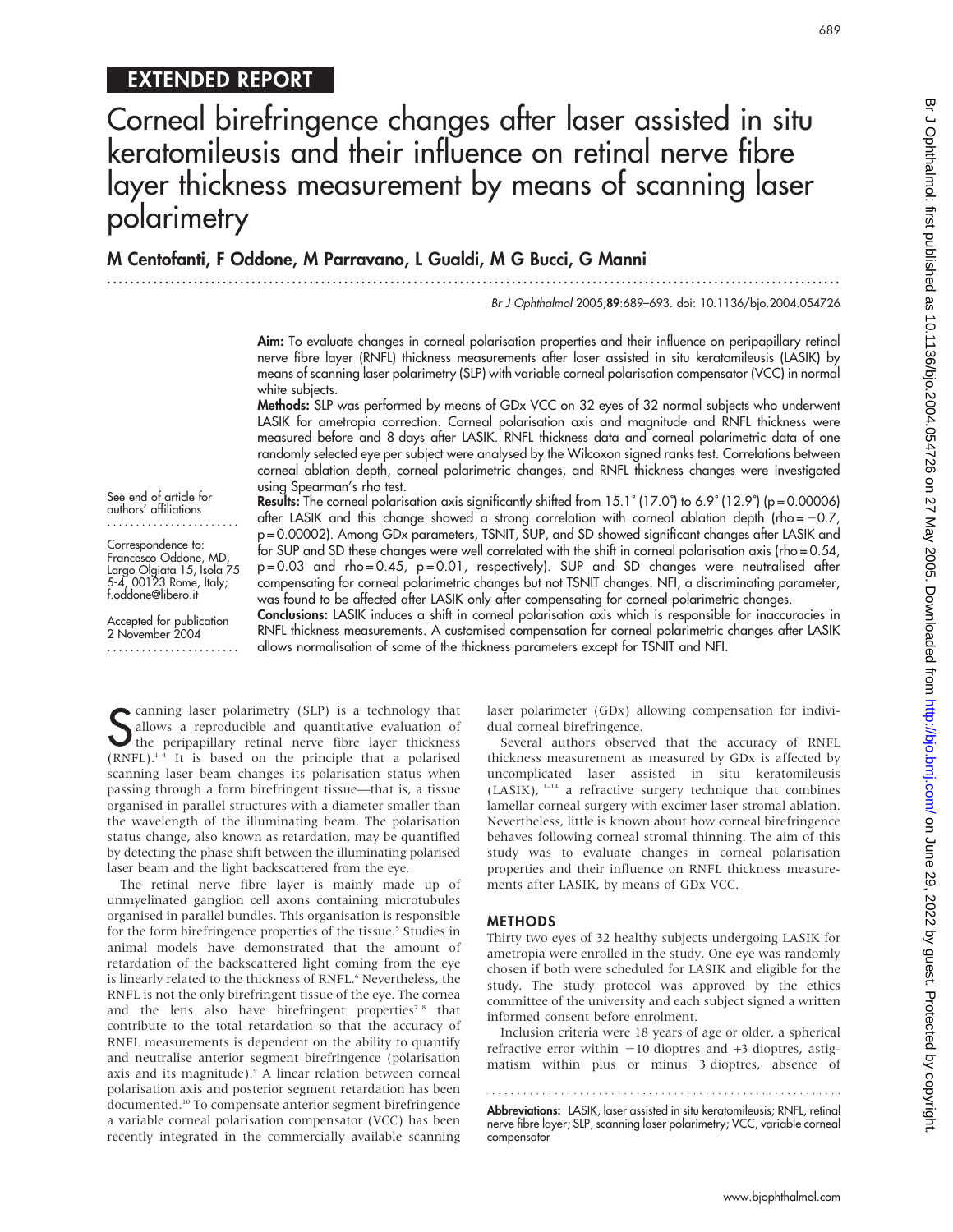## EXTENDED REPORT

# Corneal birefringence changes after laser assisted in situ keratomileusis and their influence on retinal nerve fibre layer thickness measurement by means of scanning laser polarimetry

**M Centofanti, F Oddone, M Parravano, L Gualdi, M G Bucci, G Manni**

See end of article for authors' affiliations

Correspondence to: Francesco Oddone, MD, Largo Olgiata 15, Isola 75 5-4, 00123 Rome, Italy; f.oddone@libero.it

Accepted for publication 2 November 2004

**Aim:** To evaluate changes in corneal polarisation properties and their influence on peripapillary retinal nerve fibre layer (RNFL) thickness measurements after laser assisted in situ keratomileusis (LASIK) by means of scanning laser polarimetry (SLP) with variable corneal polarisation compensator (VCC) in normal white subjects.

**Methods:** SLP was performed by means of GDx VCC on 32 eyes of 32 normal subjects who underwent LASIK for ametropia correction. Corneal polarisation axis and magnitude and RNFL thickness were measured before and 8 days after LASIK. RNFL thickness data and corneal polarimetric data of one randomly selected eye per subject were analysed by the Wilcoxon signed ranks test. Correlations between corneal ablation depth, corneal polarimetric changes, and RNFL thickness changes were investigated using Spearman's rho test.

**Results:** The corneal polarisation axis significantly shifted from 15.1° (17.0°) to 6.9° (12.9°) ($p = 0.00006$) after LASIK and this change showed a strong correlation with corneal ablation depth ($rho = -0.7$, $p = 0.00002$). Among GDx parameters, TSNIT, SUP, and SD showed significant changes after LASIK and for SUP and SD these changes were well correlated with the shift in corneal polarisation axis ($rho = 0.54$, $p = 0.03$ and $rho = 0.45$, $p = 0.01$, respectively). SUP and SD changes were neutralised after compensating for corneal polarimetric changes but not TSNIT changes. NFI, a discriminating parameter, was found to be affected after LASIK only after compensating for corneal polarimetric changes.

**Conclusions:** LASIK induces a shift in corneal polarisation axis which is responsible for inaccuracies in RNFL thickness measurements. A customised compensation for corneal polarimetric changes after LASIK allows normalisation of some of the thickness parameters except for TSNIT and NFI.

Scanning laser polarimetry (SLP) is a technology that allows a reproducible and quantitative evaluation of the peripapillary retinal nerve fibre layer thickness (RNFL).[1–4] It is based on the principle that a polarised scanning laser beam changes its polarisation status when passing through a form birefringent tissue—that is, a tissue organised in parallel structures with a diameter smaller than the wavelength of the illuminating beam. The polarisation status change, also known as retardation, may be quantified by detecting the phase shift between the illuminating polarised laser beam and the light backscattered from the eye.

The retinal nerve fibre layer is mainly made up of unmyelinated ganglion cell axons containing microtubules organised in parallel bundles. This organisation is responsible for the form birefringence properties of the tissue.[5] Studies in animal models have demonstrated that the amount of retardation of the backscattered light coming from the eye is linearly related to the thickness of RNFL.[6] Nevertheless, the RNFL is not the only birefringent tissue of the eye. The cornea and the lens also have birefringent properties[7 8] that contribute to the total retardation so that the accuracy of RNFL measurements is dependent on the ability to quantify and neutralise anterior segment birefringence (polarisation axis and its magnitude).[9] A linear relation between corneal polarisation axis and posterior segment retardation has been documented.[10] To compensate anterior segment birefringence a variable corneal polarisation compensator (VCC) has been recently integrated in the commercially available scanning laser polarimeter (GDx) allowing compensation for individual corneal birefringence.

Several authors observed that the accuracy of RNFL thickness measurement as measured by GDx is affected by uncomplicated laser assisted in situ keratomileusis (LASIK),[11–14] a refractive surgery technique that combines lamellar corneal surgery with excimer laser stromal ablation. Nevertheless, little is known about how corneal birefringence behaves following corneal stromal thinning. The aim of this study was to evaluate changes in corneal polarisation properties and their influence on RNFL thickness measurements after LASIK, by means of GDx VCC.

## METHODS

Thirty two eyes of 32 healthy subjects undergoing LASIK for ametropia were enrolled in the study. One eye was randomly chosen if both were scheduled for LASIK and eligible for the study. The study protocol was approved by the ethics committee of the university and each subject signed a written informed consent before enrolment.

Inclusion criteria were 18 years of age or older, a spherical refractive error within −10 dioptres and +3 dioptres, astigmatism within plus or minus 3 dioptres, absence of

**Abbreviations:** LASIK, laser assisted in situ keratomileusis; RNFL, retinal nerve fibre layer; SLP, scanning laser polarimetry; VCC, variable corneal compensator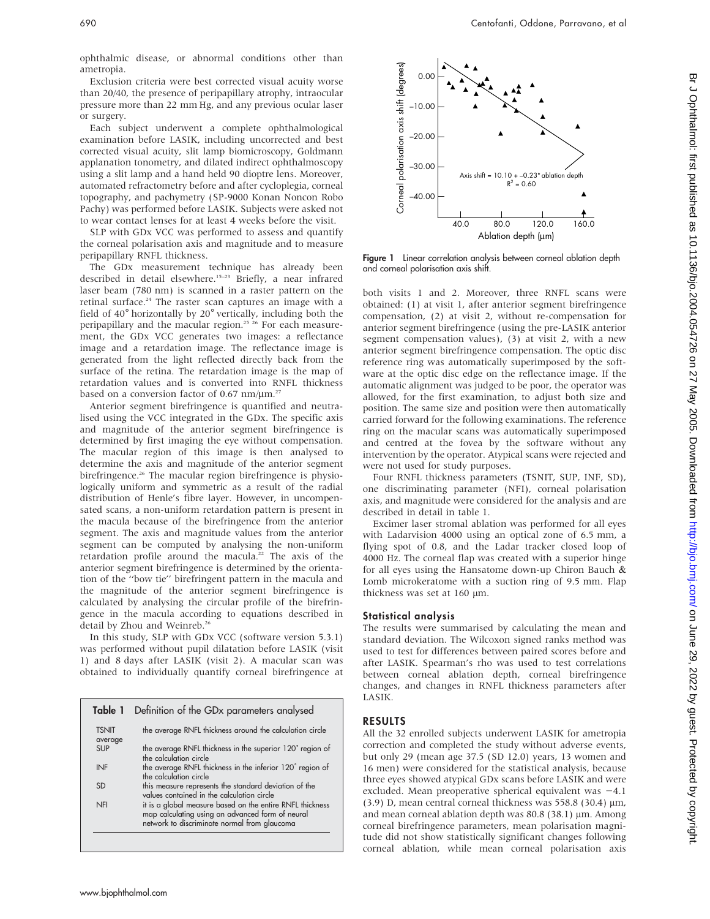ophthalmic disease, or abnormal conditions other than ametropia.

Exclusion criteria were best corrected visual acuity worse than 20/40, the presence of peripapillary atrophy, intraocular pressure more than 22 mm Hg, and any previous ocular laser or surgery.

Each subject underwent a complete ophthalmological examination before LASIK, including uncorrected and best corrected visual acuity, slit lamp biomicroscopy, Goldmann applanation tonometry, and dilated indirect ophthalmoscopy using a slit lamp and a hand held 90 dioptre lens. Moreover, automated refractometry before and after cycloplegia, corneal topography, and pachymetry (SP-9000 Konan Noncon Robo Pachy) was performed before LASIK. Subjects were asked not to wear contact lenses for at least 4 weeks before the visit.

SLP with GDx VCC was performed to assess and quantify the corneal polarisation axis and magnitude and to measure peripapillary RNFL thickness.

The GDx measurement technique has already been described in detail elsewhere.[15–23] Briefly, a near infrared laser beam (780 nm) is scanned in a raster pattern on the retinal surface.[24] The raster scan captures an image with a field of 40° horizontally by 20° vertically, including both the peripapillary and the macular region.[25 26] For each measurement, the GDx VCC generates two images: a reflectance image and a retardation image. The reflectance image is generated from the light reflected directly back from the surface of the retina. The retardation image is the map of retardation values and is converted into RNFL thickness based on a conversion factor of 0.67 nm/μm.[27]

Anterior segment birefringence is quantified and neutralised using the VCC integrated in the GDx. The specific axis and magnitude of the anterior segment birefringence is determined by first imaging the eye without compensation. The macular region of this image is then analysed to determine the axis and magnitude of the anterior segment birefringence.[26] The macular region birefringence is physiologically uniform and symmetric as a result of the radial distribution of Henle's fibre layer. However, in uncompensated scans, a non-uniform retardation pattern is present in the macula because of the birefringence from the anterior segment. The axis and magnitude values from the anterior segment can be computed by analysing the non-uniform retardation profile around the macula.[22] The axis of the anterior segment birefringence is determined by the orientation of the "bow tie" birefringent pattern in the macula and the magnitude of the anterior segment birefringence is calculated by analysing the circular profile of the birefringence in the macula according to equations described in detail by Zhou and Weinreb.[26]

In this study, SLP with GDx VCC (software version 5.3.1) was performed without pupil dilatation before LASIK (visit 1) and 8 days after LASIK (visit 2). A macular scan was obtained to individually quantify corneal birefringence at both visits 1 and 2. Moreover, three RNFL scans were obtained: (1) at visit 1, after anterior segment birefringence compensation, (2) at visit 2, without re-compensation for anterior segment birefringence (using the pre-LASIK anterior segment compensation values), (3) at visit 2, with a new anterior segment birefringence compensation. The optic disc reference ring was automatically superimposed by the software at the optic disc edge on the reflectance image. If the automatic alignment was judged to be poor, the operator was allowed, for the first examination, to adjust both size and position. The same size and position were then automatically carried forward for the following examinations. The reference ring on the macular scans was automatically superimposed and centred at the fovea by the software without any intervention by the operator. Atypical scans were rejected and were not used for study purposes.

Four RNFL thickness parameters (TSNIT, SUP, INF, SD), one discriminating parameter (NFI), corneal polarisation axis, and magnitude were considered for the analysis and are described in detail in table 1.

Excimer laser stromal ablation was performed for all eyes with Ladarvision 4000 using an optical zone of 6.5 mm, a flying spot of 0.8, and the Ladar tracker closed loop of 4000 Hz. The corneal flap was created with a superior hinge for all eyes using the Hansatome down-up Chiron Bauch & Lomb microkeratome with a suction ring of 9.5 mm. Flap thickness was set at 160 μm.

**Table 1** Definition of the GDx parameters analysed

| Parameter | Definition |
|---|---|
| TSNIT average | the average RNFL thickness around the calculation circle |
| SUP | the average RNFL thickness in the superior 120° region of the calculation circle |
| INF | the average RNFL thickness in the inferior 120° region of the calculation circle |
| SD | this measure represents the standard deviation of the values contained in the calculation circle |
| NFI | it is a global measure based on the entire RNFL thickness map calculating using an advanced form of neural network to discriminate normal from glaucoma |

Axis shift = 10.10 + −0.23\*ablation depth
$R^2 = 0.60$

**Figure 1** Linear correlation analysis between corneal ablation depth and corneal polarisation axis shift.

### Statistical analysis

The results were summarised by calculating the mean and standard deviation. The Wilcoxon signed ranks method was used to test for differences between paired scores before and after LASIK. Spearman's rho was used to test correlations between corneal ablation depth, corneal birefringence changes, and changes in RNFL thickness parameters after LASIK.

## RESULTS

All the 32 enrolled subjects underwent LASIK for ametropia correction and completed the study without adverse events, but only 29 (mean age 37.5 (SD 12.0) years, 13 women and 16 men) were considered for the statistical analysis, because three eyes showed atypical GDx scans before LASIK and were excluded. Mean preoperative spherical equivalent was −4.1 (3.9) D, mean central corneal thickness was 558.8 (30.4) μm, and mean corneal ablation depth was 80.8 (38.1) μm. Among corneal birefringence parameters, mean polarisation magnitude did not show statistically significant changes following corneal ablation, while mean corneal polarisation axis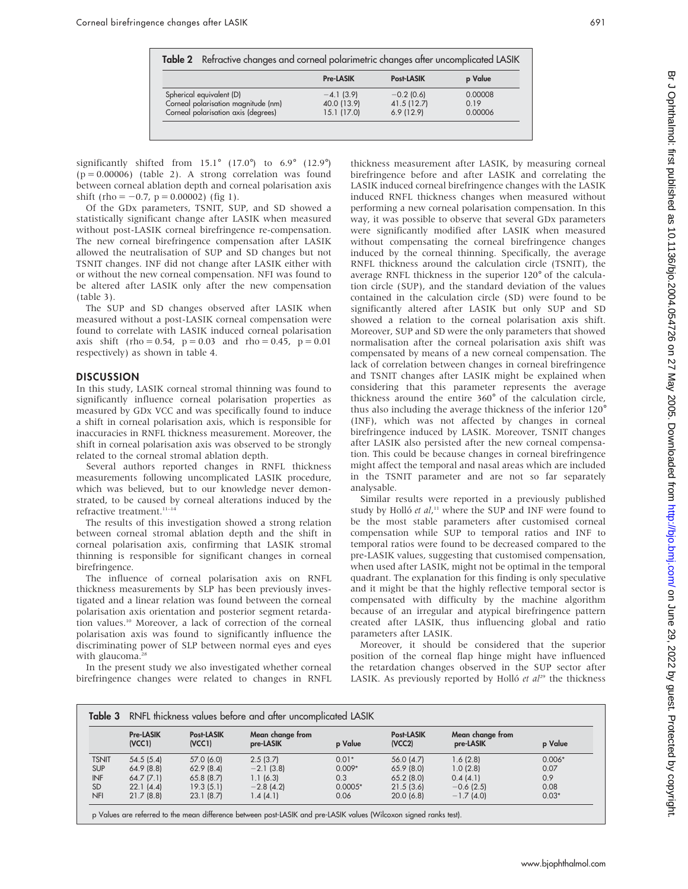**Table 2** Refractive changes and corneal polarimetric changes after uncomplicated LASIK

| | Pre-LASIK | Post-LASIK | p Value |
|---|---|---|---|
| Spherical equivalent (D) | −4.1 (3.9) | −0.2 (0.6) | 0.00008 |
| Corneal polarisation magnitude (nm) | 40.0 (13.9) | 41.5 (12.7) | 0.19 |
| Corneal polarisation axis (degrees) | 15.1 (17.0) | 6.9 (12.9) | 0.00006 |

significantly shifted from 15.1° (17.0°) to 6.9° (12.9°) ($p = 0.00006$) (table 2). A strong correlation was found between corneal ablation depth and corneal polarisation axis shift ($rho = -0.7$, $p = 0.00002$) (fig 1).

Of the GDx parameters, TSNIT, SUP, and SD showed a statistically significant change after LASIK when measured without post-LASIK corneal birefringence re-compensation. The new corneal birefringence compensation after LASIK allowed the neutralisation of SUP and SD changes but not TSNIT changes. INF did not change after LASIK either with or without the new corneal compensation. NFI was found to be altered after LASIK only after the new compensation (table 3).

The SUP and SD changes observed after LASIK when measured without a post-LASIK corneal compensation were found to correlate with LASIK induced corneal polarisation axis shift ($rho = 0.54$, $p = 0.03$ and $rho = 0.45$, $p = 0.01$ respectively) as shown in table 4.

## DISCUSSION

In this study, LASIK corneal stromal thinning was found to significantly influence corneal polarisation properties as measured by GDx VCC and was specifically found to induce a shift in corneal polarisation axis, which is responsible for inaccuracies in RNFL thickness measurement. Moreover, the shift in corneal polarisation axis was observed to be strongly related to the corneal stromal ablation depth.

Several authors reported changes in RNFL thickness measurements following uncomplicated LASIK procedure, which was believed, but to our knowledge never demonstrated, to be caused by corneal alterations induced by the refractive treatment.[11–14]

The results of this investigation showed a strong relation between corneal stromal ablation depth and the shift in corneal polarisation axis, confirming that LASIK stromal thinning is responsible for significant changes in corneal birefringence.

The influence of corneal polarisation axis on RNFL thickness measurements by SLP has been previously investigated and a linear relation was found between the corneal polarisation axis orientation and posterior segment retardation values.[10] Moreover, a lack of correction of the corneal polarisation axis was found to significantly influence the discriminating power of SLP between normal eyes and eyes with glaucoma.[28]

In the present study we also investigated whether corneal birefringence changes were related to changes in RNFL thickness measurement after LASIK, by measuring corneal birefringence before and after LASIK and correlating the LASIK induced corneal birefringence changes with the LASIK induced RNFL thickness changes when measured without performing a new corneal polarisation compensation. In this way, it was possible to observe that several GDx parameters were significantly modified after LASIK when measured without compensating the corneal birefringence changes induced by the corneal thinning. Specifically, the average RNFL thickness around the calculation circle (TSNIT), the average RNFL thickness in the superior 120° of the calculation circle (SUP), and the standard deviation of the values contained in the calculation circle (SD) were found to be significantly altered after LASIK but only SUP and SD showed a relation to the corneal polarisation axis shift. Moreover, SUP and SD were the only parameters that showed normalisation after the corneal polarisation axis shift was compensated by means of a new corneal compensation. The lack of correlation between changes in corneal birefringence and TSNIT changes after LASIK might be explained when considering that this parameter represents the average thickness around the entire 360° of the calculation circle, thus also including the average thickness of the inferior 120° (INF), which was not affected by changes in corneal birefringence induced by LASIK. Moreover, TSNIT changes after LASIK also persisted after the new corneal compensation. This could be because changes in corneal birefringence might affect the temporal and nasal areas which are included in the TSNIT parameter and are not so far separately analysable.

Similar results were reported in a previously published study by Holló *et al*,[11] where the SUP and INF were found to be the most stable parameters after customised corneal compensation while SUP to temporal ratios and INF to temporal ratios were found to be decreased compared to the pre-LASIK values, suggesting that customised compensation, when used after LASIK, might not be optimal in the temporal quadrant. The explanation for this finding is only speculative and it might be that the highly reflective temporal sector is compensated with difficulty by the machine algorithm because of an irregular and atypical birefringence pattern created after LASIK, thus influencing global and ratio parameters after LASIK.

Moreover, it should be considered that the superior position of the corneal flap hinge might have influenced the retardation changes observed in the SUP sector after LASIK. As previously reported by Holló *et al*[29] the thickness

**Table 3** RNFL thickness values before and after uncomplicated LASIK

| | Pre-LASIK (VCC1) | Post-LASIK (VCC1) | Mean change from pre-LASIK | p Value | Post-LASIK (VCC2) | Mean change from pre-LASIK | p Value |
|---|---|---|---|---|---|---|---|
| TSNIT | 54.5 (5.4) | 57.0 (6.0) | 2.5 (3.7) | 0.01* | 56.0 (4.7) | 1.6 (2.8) | 0.006* |
| SUP | 64.9 (8.8) | 62.9 (8.4) | −2.1 (3.8) | 0.009* | 65.9 (8.0) | 1.0 (2.8) | 0.07 |
| INF | 64.7 (7.1) | 65.8 (8.7) | 1.1 (6.3) | 0.3 | 65.2 (8.0) | 0.4 (4.1) | 0.9 |
| SD | 22.1 (4.4) | 19.3 (5.1) | −2.8 (4.2) | 0.0005* | 21.5 (3.6) | −0.6 (2.5) | 0.08 |
| NFI | 21.7 (8.8) | 23.1 (8.7) | 1.4 (4.1) | 0.06 | 20.0 (6.8) | −1.7 (4.0) | 0.03* |

p Values are referred to the mean difference between post-LASIK and pre-LASIK values (Wilcoxon signed ranks test).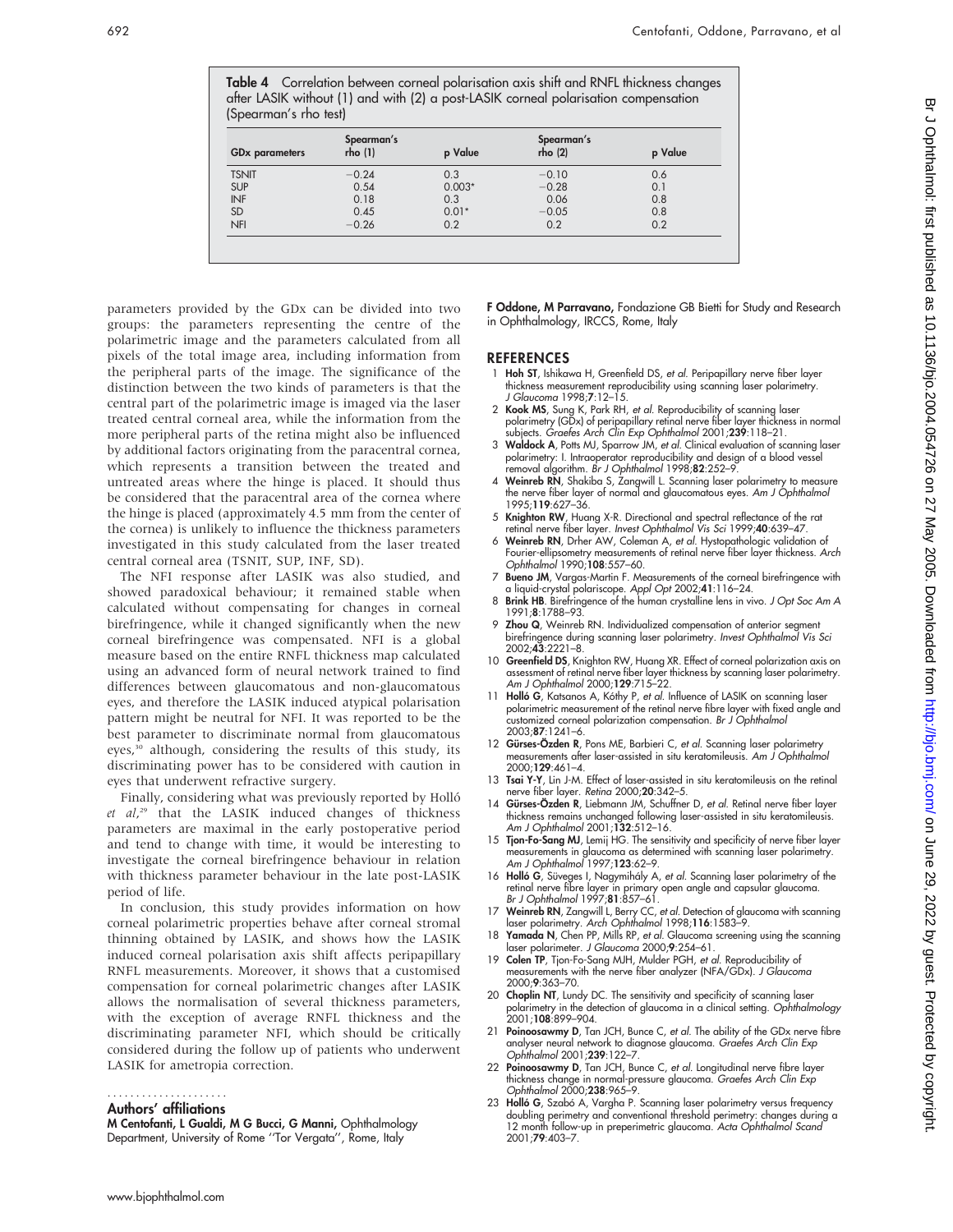**Table 4** Correlation between corneal polarisation axis shift and RNFL thickness changes after LASIK without (1) and with (2) a post-LASIK corneal polarisation compensation (Spearman's rho test)

| GDx parameters | Spearman's rho (1) | p Value | Spearman's rho (2) | p Value |
|---|---|---|---|---|
| TSNIT | −0.24 | 0.3 | −0.10 | 0.6 |
| SUP | 0.54 | 0.003* | −0.28 | 0.1 |
| INF | 0.18 | 0.3 | 0.06 | 0.8 |
| SD | 0.45 | 0.01* | −0.05 | 0.8 |
| NFI | −0.26 | 0.2 | 0.2 | 0.2 |

parameters provided by the GDx can be divided into two groups: the parameters representing the centre of the polarimetric image and the parameters calculated from all pixels of the total image area, including information from the peripheral parts of the image. The significance of the distinction between the two kinds of parameters is that the central part of the polarimetric image is imaged via the laser treated central corneal area, while the information from the more peripheral parts of the retina might also be influenced by additional factors originating from the paracentral cornea, which represents a transition between the treated and untreated areas where the hinge is placed. It should thus be considered that the paracentral area of the cornea where the hinge is placed (approximately 4.5 mm from the center of the cornea) is unlikely to influence the thickness parameters investigated in this study calculated from the laser treated central corneal area (TSNIT, SUP, INF, SD).

The NFI response after LASIK was also studied, and showed paradoxical behaviour; it remained stable when calculated without compensating for changes in corneal birefringence, while it changed significantly when the new corneal birefringence was compensated. NFI is a global measure based on the entire RNFL thickness map calculated using an advanced form of neural network trained to find differences between glaucomatous and non-glaucomatous eyes, and therefore the LASIK induced atypical polarisation pattern might be neutral for NFI. It was reported to be the best parameter to discriminate normal from glaucomatous eyes,[30] although, considering the results of this study, its discriminating power has to be considered with caution in eyes that underwent refractive surgery.

Finally, considering what was previously reported by Holló *et al*,[29] that the LASIK induced changes of thickness parameters are maximal in the early postoperative period and tend to change with time, it would be interesting to investigate the corneal birefringence behaviour in relation with thickness parameter behaviour in the late post-LASIK period of life.

In conclusion, this study provides information on how corneal polarimetric properties behave after corneal stromal thinning obtained by LASIK, and shows how the LASIK induced corneal polarisation axis shift affects peripapillary RNFL measurements. Moreover, it shows that a customised compensation for corneal polarimetric changes after LASIK allows the normalisation of several thickness parameters, with the exception of average RNFL thickness and the discriminating parameter NFI, which should be critically considered during the follow up of patients who underwent LASIK for ametropia correction.

## Authors' affiliations

**M Centofanti, L Gualdi, M G Bucci, G Manni,** Ophthalmology Department, University of Rome "Tor Vergata", Rome, Italy

**F Oddone, M Parravano,** Fondazione GB Bietti for Study and Research in Ophthalmology, IRCCS, Rome, Italy

## REFERENCES

1. **Hoh ST**, Ishikawa H, Greenfield DS, *et al*. Peripapillary nerve fiber layer thickness measurement reproducibility using scanning laser polarimetry. *J Glaucoma* 1998;**7**:12–15.
2. **Kook MS**, Sung K, Park RH, *et al*. Reproducibility of scanning laser polarimetry (GDx) of peripapillary retinal nerve fiber layer thickness in normal subjects. *Graefes Arch Clin Exp Ophthalmol* 2001;**239**:118–21.
3. **Waldock A**, Potts MJ, Sparrow JM, *et al*. Clinical evaluation of scanning laser polarimetry: I. Intraoperator reproducibility and design of a blood vessel removal algorithm. *Br J Ophthalmol* 1998;**82**:252–9.
4. **Weinreb RN**, Shakiba S, Zangwill L. Scanning laser polarimetry to measure the nerve fiber layer of normal and glaucomatous eyes. *Am J Ophthalmol* 1995;**119**:627–36.
5. **Knighton RW**, Huang X-R. Directional and spectral reflectance of the rat retinal nerve fiber layer. *Invest Ophthalmol Vis Sci* 1999;**40**:639–47.
6. **Weinreb RN**, Drher AW, Coleman A, *et al*. Histopathologic validation of Fourier-ellipsometry measurements of retinal nerve fiber layer thickness. *Arch Ophthalmol* 1990;**108**:557–60.
7. **Bueno JM**, Vargas-Martin F. Measurements of the corneal birefringence with a liquid-crystal polariscope. *Appl Opt* 2002;**41**:116–24.
8. **Brink HB**. Birefringence of the human crystalline lens in vivo. *J Opt Soc Am A* 1991;**8**:1788–93.
9. **Zhou Q**, Weinreb RN. Individualized compensation of anterior segment birefringence during scanning laser polarimetry. *Invest Ophthalmol Vis Sci* 2002;**43**:2221–8.
10. **Greenfield DS**, Knighton RW, Huang XR. Effect of corneal polarization axis on assessment of retinal nerve fiber layer thickness by scanning laser polarimetry. *Am J Ophthalmol* 2000;**129**:715–22.
11. **Holló G**, Katsanos A, Kóthy P, *et al*. Influence of LASIK on scanning laser polarimetric measurement of the retinal nerve fibre layer with fixed angle and customized corneal polarization compensation. *Br J Ophthalmol* 2003;**87**:1241–6.
12. **Gürses-Özden R**, Pons ME, Barbieri C, *et al*. Scanning laser polarimetry measurements after laser-assisted in situ keratomileusis. *Am J Ophthalmol* 2000;**129**:461–4.
13. **Tsai Y-Y**, Lin J-M. Effect of laser-assisted in situ keratomileusis on the retinal nerve fiber layer. *Retina* 2000;**20**:342–5.
14. **Gürses-Özden R**, Liebmann JM, Schuffner D, *et al*. Retinal nerve fiber layer thickness remains unchanged following laser-assisted in situ keratomileusis. *Am J Ophthalmol* 2001;**132**:512–16.
15. **Tjon-Fo-Sang MJ**, Lemij HG. The sensitivity and specificity of nerve fiber layer measurements in glaucoma as determined with scanning laser polarimetry. *Am J Ophthalmol* 1997;**123**:62–9.
16. **Holló G**, Süveges I, Nagymihály A, *et al*. Scanning laser polarimetry of the retinal nerve fibre layer in primary open angle and capsular glaucoma. *Br J Ophthalmol* 1997;**81**:857–61.
17. **Weinreb RN**, Zangwill L, Berry CC, *et al*. Detection of glaucoma with scanning laser polarimetry. *Arch Ophthalmol* 1998;**116**:1583–9.
18. **Yamada N**, Chen PP, Mills RP, *et al*. Glaucoma screening using the scanning laser polarimeter. *J Glaucoma* 2000;**9**:254–61.
19. **Colen TP**, Tjon-Fo-Sang MJH, Mulder PGH, *et al*. Reproducibility of measurements with the nerve fiber analyzer (NFA/GDx). *J Glaucoma* 2000;**9**:363–70.
20. **Choplin NT**, Lundy DC. The sensitivity and specificity of scanning laser polarimetry in the detection of glaucoma in a clinical setting. *Ophthalmology* 2001;**108**:899–904.
21. **Poinoosawmy D**, Tan JCH, Bunce C, *et al*. The ability of the GDx nerve fibre analyser neural network to diagnose glaucoma. *Graefes Arch Clin Exp Ophthalmol* 2001;**239**:122–7.
22. **Poinoosawmy D**, Tan JCH, Bunce C, *et al*. Longitudinal nerve fibre layer thickness change in normal-pressure glaucoma. *Graefes Arch Clin Exp Ophthalmol* 2000;**238**:965–9.
23. **Holló G**, Szabó A, Vargha P. Scanning laser polarimetry versus frequency doubling perimetry and conventional threshold perimetry: changes during a 12 month follow-up in preperimetric glaucoma. *Acta Ophthalmol Scand* 2001;**79**:403–7.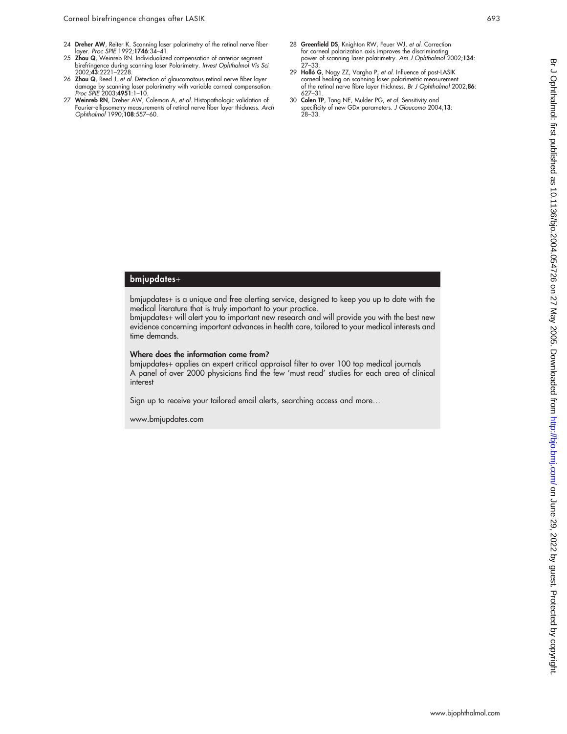24 **Dreher AW**, Reiter K. Scanning laser polarimetry of the retinal nerve fiber layer. *Proc SPIE* 1992;**1746**:34–41.

25 **Zhou Q**, Weinreb RN. Individualized compensation of anterior segment birefringence during scanning laser Polarimetry. *Invest Ophthalmol Vis Sci* 2002;**43**:2221–2228.

26 **Zhou Q**, Reed J, *et al.* Detection of glaucomatous retinal nerve fiber layer damage by scanning laser polarimetry with variable corneal compensation. *Proc SPIE* 2003;**4951**:1–10.

27 **Weinreb RN**, Dreher AW, Coleman A, *et al.* Histopathologic validation of Fourier-ellipsometry measurements of retinal nerve fiber layer thickness. *Arch Ophthalmol* 1990;**108**:557–60.

28 **Greenfield DS**, Knighton RW, Feuer WJ, *et al.* Correction for corneal polarization axis improves the discriminating power of scanning laser polarimetry. *Am J Ophthalmol* 2002;**134**:27–33.

29 **Holló G**, Nagy ZZ, Vargha P, *et al.* Influence of post-LASIK corneal healing on scanning laser polarimetric measurement of the retinal nerve fibre layer thickness. *Br J Ophthalmol* 2002;**86**:627–31.

30 **Colen TP**, Tang NE, Mulder PG, *et al.* Sensitivity and specificity of new GDx parameters. *J Glaucoma* 2004;**13**:28–33.

## bmjupdates+

bmjupdates+ is a unique and free alerting service, designed to keep you up to date with the medical literature that is truly important to your practice.

bmjupdates+ will alert you to important new research and will provide you with the best new evidence concerning important advances in health care, tailored to your medical interests and time demands.

**Where does the information come from?**

bmjupdates+ applies an expert critical appraisal filter to over 100 top medical journals
A panel of over 2000 physicians find the few 'must read' studies for each area of clinical interest

Sign up to receive your tailored email alerts, searching access and more…

www.bmjupdates.com